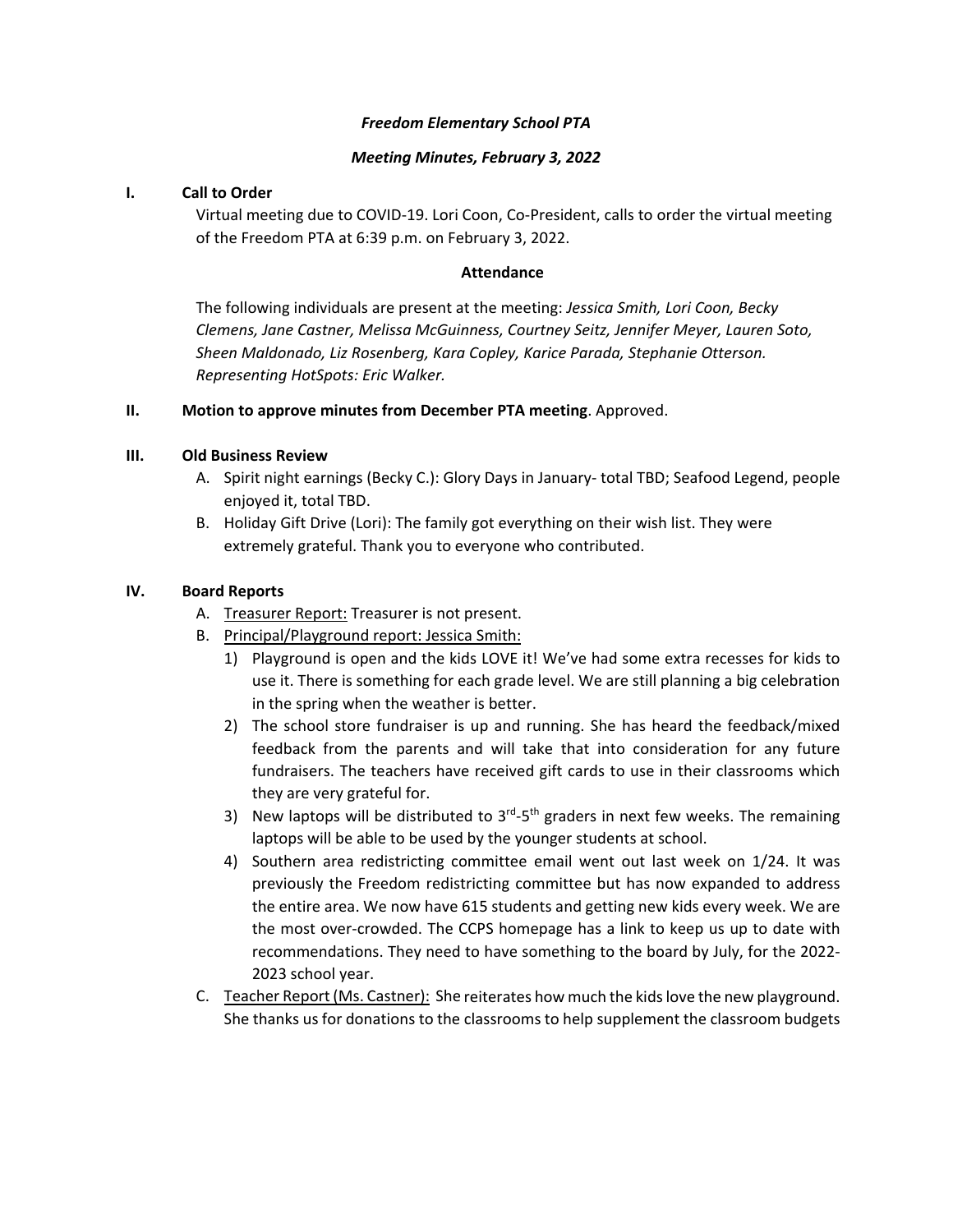***Freedom Elementary School PTA***

***Meeting Minutes, February 3, 2022***

**I. Call to Order**

Virtual meeting due to COVID-19. Lori Coon, Co-President, calls to order the virtual meeting of the Freedom PTA at 6:39 p.m. on February 3, 2022.

**Attendance**

The following individuals are present at the meeting: *Jessica Smith, Lori Coon, Becky Clemens, Jane Castner, Melissa McGuinness, Courtney Seitz, Jennifer Meyer, Lauren Soto, Sheen Maldonado, Liz Rosenberg, Kara Copley, Karice Parada, Stephanie Otterson. Representing HotSpots: Eric Walker.*

**II. Motion to approve minutes from December PTA meeting**. Approved.

**III. Old Business Review**

A. Spirit night earnings (Becky C.): Glory Days in January- total TBD; Seafood Legend, people enjoyed it, total TBD.

B. Holiday Gift Drive (Lori): The family got everything on their wish list. They were extremely grateful. Thank you to everyone who contributed.

**IV. Board Reports**

A. Treasurer Report: Treasurer is not present.

B. Principal/Playground report: Jessica Smith:

1) Playground is open and the kids LOVE it! We've had some extra recesses for kids to use it. There is something for each grade level. We are still planning a big celebration in the spring when the weather is better.

2) The school store fundraiser is up and running. She has heard the feedback/mixed feedback from the parents and will take that into consideration for any future fundraisers. The teachers have received gift cards to use in their classrooms which they are very grateful for.

3) New laptops will be distributed to 3rd-5th graders in next few weeks. The remaining laptops will be able to be used by the younger students at school.

4) Southern area redistricting committee email went out last week on 1/24. It was previously the Freedom redistricting committee but has now expanded to address the entire area. We now have 615 students and getting new kids every week. We are the most over-crowded. The CCPS homepage has a link to keep us up to date with recommendations. They need to have something to the board by July, for the 2022-2023 school year.

C. Teacher Report (Ms. Castner): She reiterates how much the kids love the new playground. She thanks us for donations to the classrooms to help supplement the classroom budgets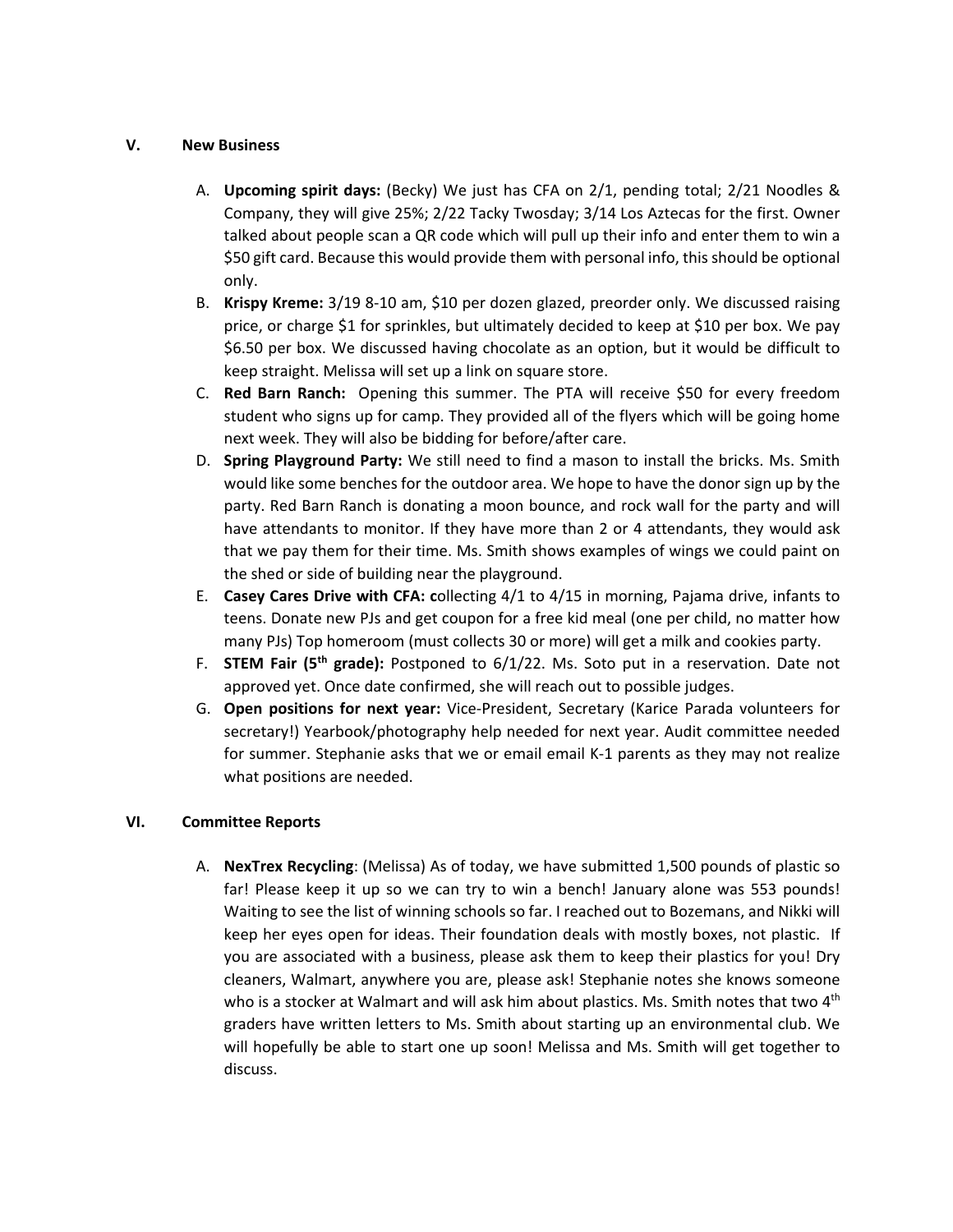## V. New Business

A. **Upcoming spirit days:** (Becky) We just has CFA on 2/1, pending total; 2/21 Noodles & Company, they will give 25%; 2/22 Tacky Twosday; 3/14 Los Aztecas for the first. Owner talked about people scan a QR code which will pull up their info and enter them to win a $50 gift card. Because this would provide them with personal info, this should be optional only.

B. **Krispy Kreme:** 3/19 8-10 am, $10 per dozen glazed, preorder only. We discussed raising price, or charge $1 for sprinkles, but ultimately decided to keep at $10 per box. We pay $6.50 per box. We discussed having chocolate as an option, but it would be difficult to keep straight. Melissa will set up a link on square store.

C. **Red Barn Ranch:** Opening this summer. The PTA will receive $50 for every freedom student who signs up for camp. They provided all of the flyers which will be going home next week. They will also be bidding for before/after care.

D. **Spring Playground Party:** We still need to find a mason to install the bricks. Ms. Smith would like some benches for the outdoor area. We hope to have the donor sign up by the party. Red Barn Ranch is donating a moon bounce, and rock wall for the party and will have attendants to monitor. If they have more than 2 or 4 attendants, they would ask that we pay them for their time. Ms. Smith shows examples of wings we could paint on the shed or side of building near the playground.

E. **Casey Cares Drive with CFA: c**ollecting 4/1 to 4/15 in morning, Pajama drive, infants to teens. Donate new PJs and get coupon for a free kid meal (one per child, no matter how many PJs) Top homeroom (must collects 30 or more) will get a milk and cookies party.

F. **STEM Fair (5th grade):** Postponed to 6/1/22. Ms. Soto put in a reservation. Date not approved yet. Once date confirmed, she will reach out to possible judges.

G. **Open positions for next year:** Vice-President, Secretary (Karice Parada volunteers for secretary!) Yearbook/photography help needed for next year. Audit committee needed for summer. Stephanie asks that we or email email K-1 parents as they may not realize what positions are needed.

## VI. Committee Reports

A. **NexTrex Recycling**: (Melissa) As of today, we have submitted 1,500 pounds of plastic so far! Please keep it up so we can try to win a bench! January alone was 553 pounds! Waiting to see the list of winning schools so far. I reached out to Bozemans, and Nikki will keep her eyes open for ideas. Their foundation deals with mostly boxes, not plastic. If you are associated with a business, please ask them to keep their plastics for you! Dry cleaners, Walmart, anywhere you are, please ask! Stephanie notes she knows someone who is a stocker at Walmart and will ask him about plastics. Ms. Smith notes that two 4th graders have written letters to Ms. Smith about starting up an environmental club. We will hopefully be able to start one up soon! Melissa and Ms. Smith will get together to discuss.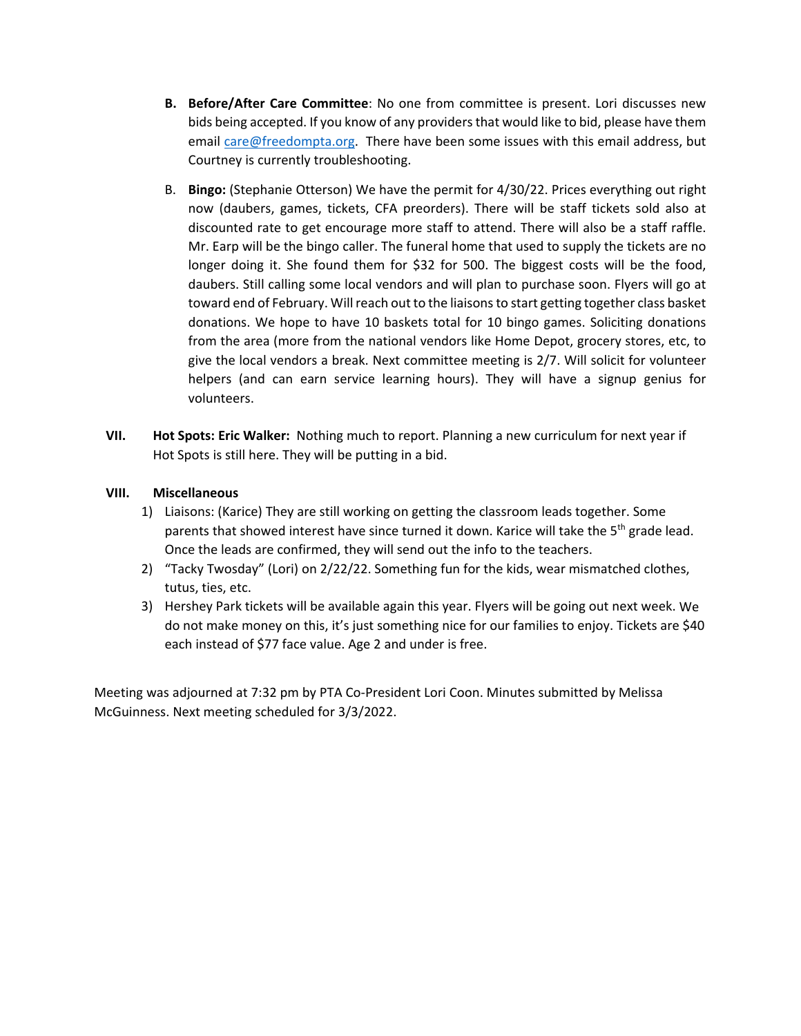B. **Before/After Care Committee**: No one from committee is present. Lori discusses new bids being accepted. If you know of any providers that would like to bid, please have them email care@freedompta.org. There have been some issues with this email address, but Courtney is currently troubleshooting.

B. **Bingo:** (Stephanie Otterson) We have the permit for 4/30/22. Prices everything out right now (daubers, games, tickets, CFA preorders). There will be staff tickets sold also at discounted rate to get encourage more staff to attend. There will also be a staff raffle. Mr. Earp will be the bingo caller. The funeral home that used to supply the tickets are no longer doing it. She found them for $32 for 500. The biggest costs will be the food, daubers. Still calling some local vendors and will plan to purchase soon. Flyers will go at toward end of February. Will reach out to the liaisons to start getting together class basket donations. We hope to have 10 baskets total for 10 bingo games. Soliciting donations from the area (more from the national vendors like Home Depot, grocery stores, etc, to give the local vendors a break. Next committee meeting is 2/7. Will solicit for volunteer helpers (and can earn service learning hours). They will have a signup genius for volunteers.

**VII. Hot Spots: Eric Walker:** Nothing much to report. Planning a new curriculum for next year if Hot Spots is still here. They will be putting in a bid.

**VIII. Miscellaneous**

1) Liaisons: (Karice) They are still working on getting the classroom leads together. Some parents that showed interest have since turned it down. Karice will take the 5th grade lead. Once the leads are confirmed, they will send out the info to the teachers.
2) "Tacky Twosday" (Lori) on 2/22/22. Something fun for the kids, wear mismatched clothes, tutus, ties, etc.
3) Hershey Park tickets will be available again this year. Flyers will be going out next week. We do not make money on this, it's just something nice for our families to enjoy. Tickets are $40 each instead of $77 face value. Age 2 and under is free.

Meeting was adjourned at 7:32 pm by PTA Co-President Lori Coon. Minutes submitted by Melissa McGuinness. Next meeting scheduled for 3/3/2022.